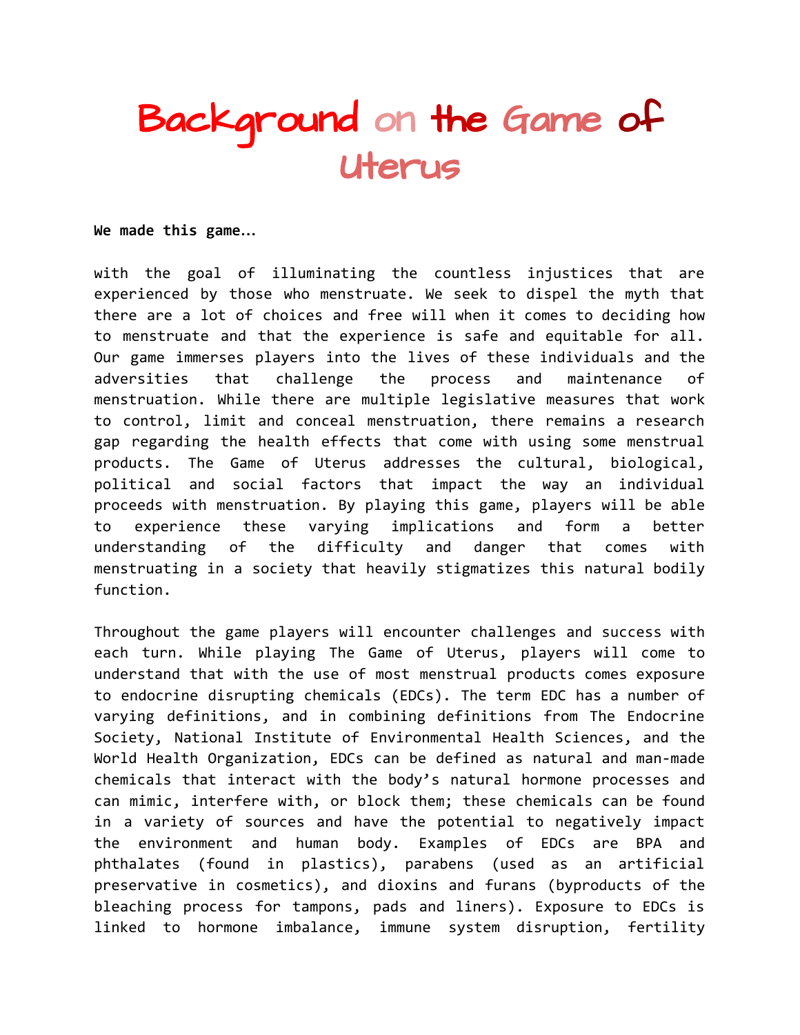# Background on the Game of Uterus

**We made this game…**

with the goal of illuminating the countless injustices that are experienced by those who menstruate. We seek to dispel the myth that there are a lot of choices and free will when it comes to deciding how to menstruate and that the experience is safe and equitable for all. Our game immerses players into the lives of these individuals and the adversities that challenge the process and maintenance of menstruation. While there are multiple legislative measures that work to control, limit and conceal menstruation, there remains a research gap regarding the health effects that come with using some menstrual products. The Game of Uterus addresses the cultural, biological, political and social factors that impact the way an individual proceeds with menstruation. By playing this game, players will be able to experience these varying implications and form a better understanding of the difficulty and danger that comes with menstruating in a society that heavily stigmatizes this natural bodily function.

Throughout the game players will encounter challenges and success with each turn. While playing The Game of Uterus, players will come to understand that with the use of most menstrual products comes exposure to endocrine disrupting chemicals (EDCs). The term EDC has a number of varying definitions, and in combining definitions from The Endocrine Society, National Institute of Environmental Health Sciences, and the World Health Organization, EDCs can be defined as natural and man-made chemicals that interact with the body's natural hormone processes and can mimic, interfere with, or block them; these chemicals can be found in a variety of sources and have the potential to negatively impact the environment and human body. Examples of EDCs are BPA and phthalates (found in plastics), parabens (used as an artificial preservative in cosmetics), and dioxins and furans (byproducts of the bleaching process for tampons, pads and liners). Exposure to EDCs is linked to hormone imbalance, immune system disruption, fertility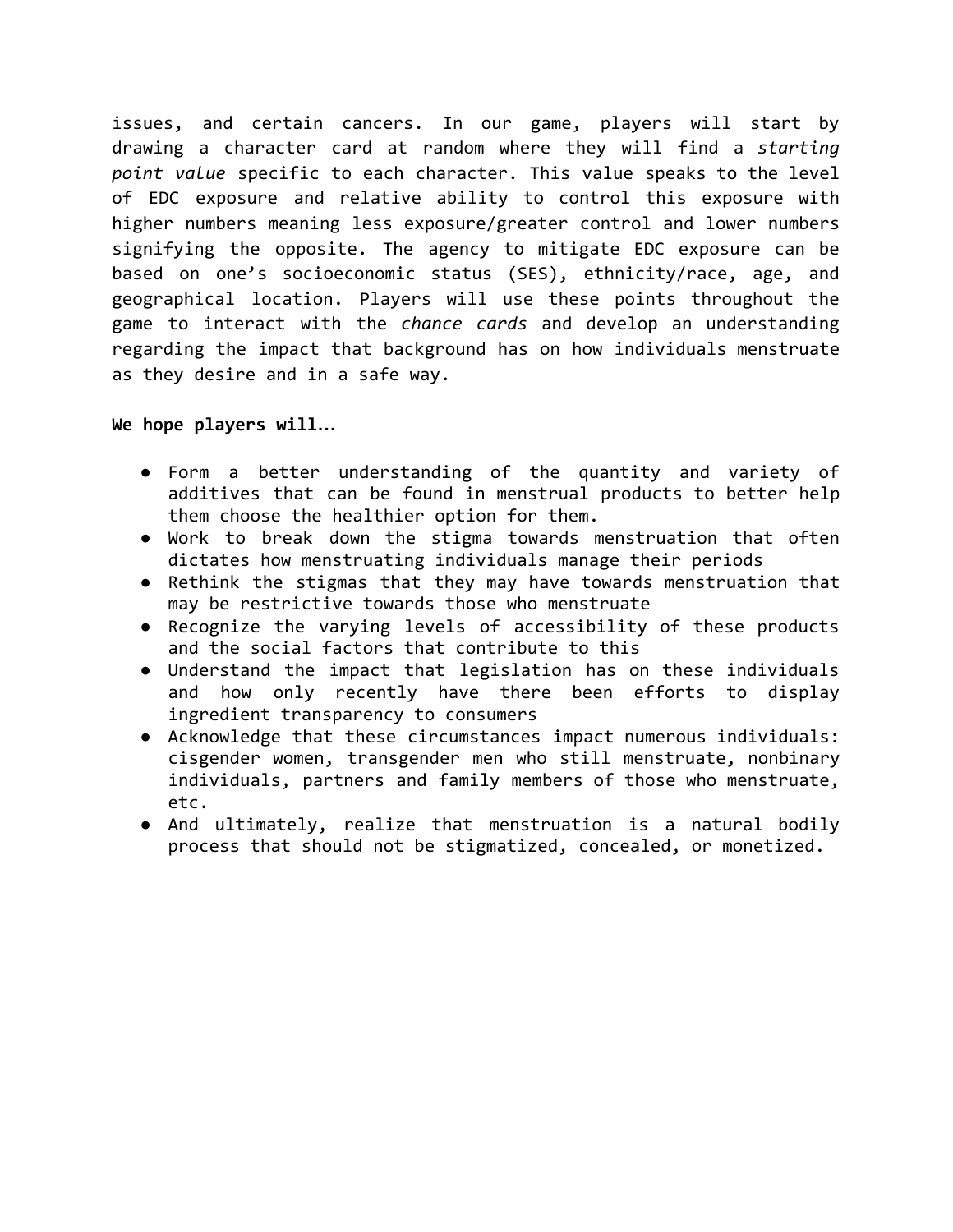issues, and certain cancers. In our game, players will start by drawing a character card at random where they will find a *starting point value* specific to each character. This value speaks to the level of EDC exposure and relative ability to control this exposure with higher numbers meaning less exposure/greater control and lower numbers signifying the opposite. The agency to mitigate EDC exposure can be based on one's socioeconomic status (SES), ethnicity/race, age, and geographical location. Players will use these points throughout the game to interact with the *chance cards* and develop an understanding regarding the impact that background has on how individuals menstruate as they desire and in a safe way.

**We hope players will…**

- Form a better understanding of the quantity and variety of additives that can be found in menstrual products to better help them choose the healthier option for them.
- Work to break down the stigma towards menstruation that often dictates how menstruating individuals manage their periods
- Rethink the stigmas that they may have towards menstruation that may be restrictive towards those who menstruate
- Recognize the varying levels of accessibility of these products and the social factors that contribute to this
- Understand the impact that legislation has on these individuals and how only recently have there been efforts to display ingredient transparency to consumers
- Acknowledge that these circumstances impact numerous individuals: cisgender women, transgender men who still menstruate, nonbinary individuals, partners and family members of those who menstruate, etc.
- And ultimately, realize that menstruation is a natural bodily process that should not be stigmatized, concealed, or monetized.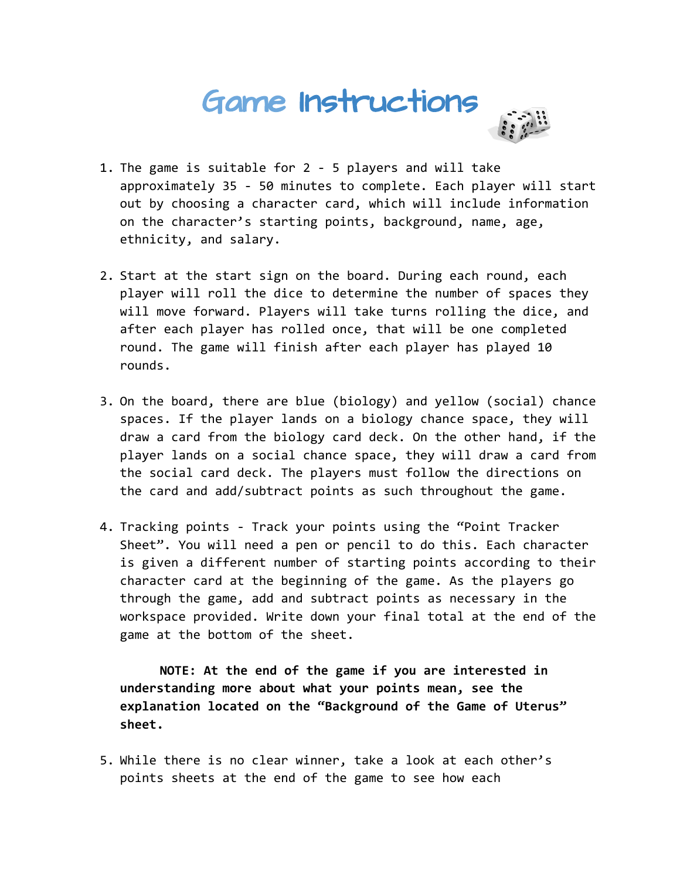# Game Instructions

1. The game is suitable for 2 - 5 players and will take approximately 35 - 50 minutes to complete. Each player will start out by choosing a character card, which will include information on the character's starting points, background, name, age, ethnicity, and salary.

2. Start at the start sign on the board. During each round, each player will roll the dice to determine the number of spaces they will move forward. Players will take turns rolling the dice, and after each player has rolled once, that will be one completed round. The game will finish after each player has played 10 rounds.

3. On the board, there are blue (biology) and yellow (social) chance spaces. If the player lands on a biology chance space, they will draw a card from the biology card deck. On the other hand, if the player lands on a social chance space, they will draw a card from the social card deck. The players must follow the directions on the card and add/subtract points as such throughout the game.

4. Tracking points - Track your points using the "Point Tracker Sheet". You will need a pen or pencil to do this. Each character is given a different number of starting points according to their character card at the beginning of the game. As the players go through the game, add and subtract points as necessary in the workspace provided. Write down your final total at the end of the game at the bottom of the sheet.

   **NOTE: At the end of the game if you are interested in understanding more about what your points mean, see the explanation located on the "Background of the Game of Uterus" sheet.**

5. While there is no clear winner, take a look at each other's points sheets at the end of the game to see how each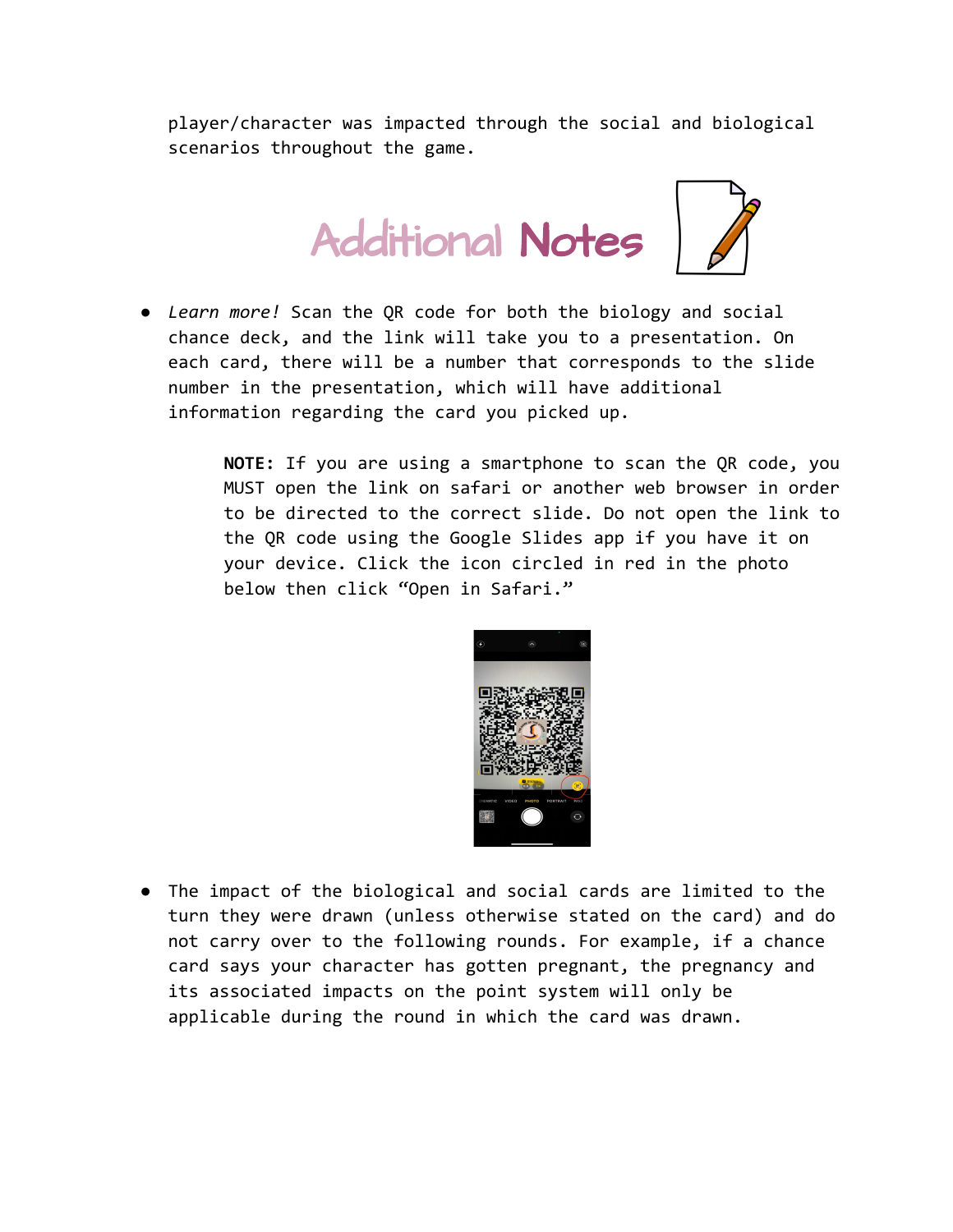player/character was impacted through the social and biological scenarios throughout the game.

## Additional Notes

- *Learn more!* Scan the QR code for both the biology and social chance deck, and the link will take you to a presentation. On each card, there will be a number that corresponds to the slide number in the presentation, which will have additional information regarding the card you picked up.

  **NOTE:** If you are using a smartphone to scan the QR code, you MUST open the link on safari or another web browser in order to be directed to the correct slide. Do not open the link to the QR code using the Google Slides app if you have it on your device. Click the icon circled in red in the photo below then click "Open in Safari."

- The impact of the biological and social cards are limited to the turn they were drawn (unless otherwise stated on the card) and do not carry over to the following rounds. For example, if a chance card says your character has gotten pregnant, the pregnancy and its associated impacts on the point system will only be applicable during the round in which the card was drawn.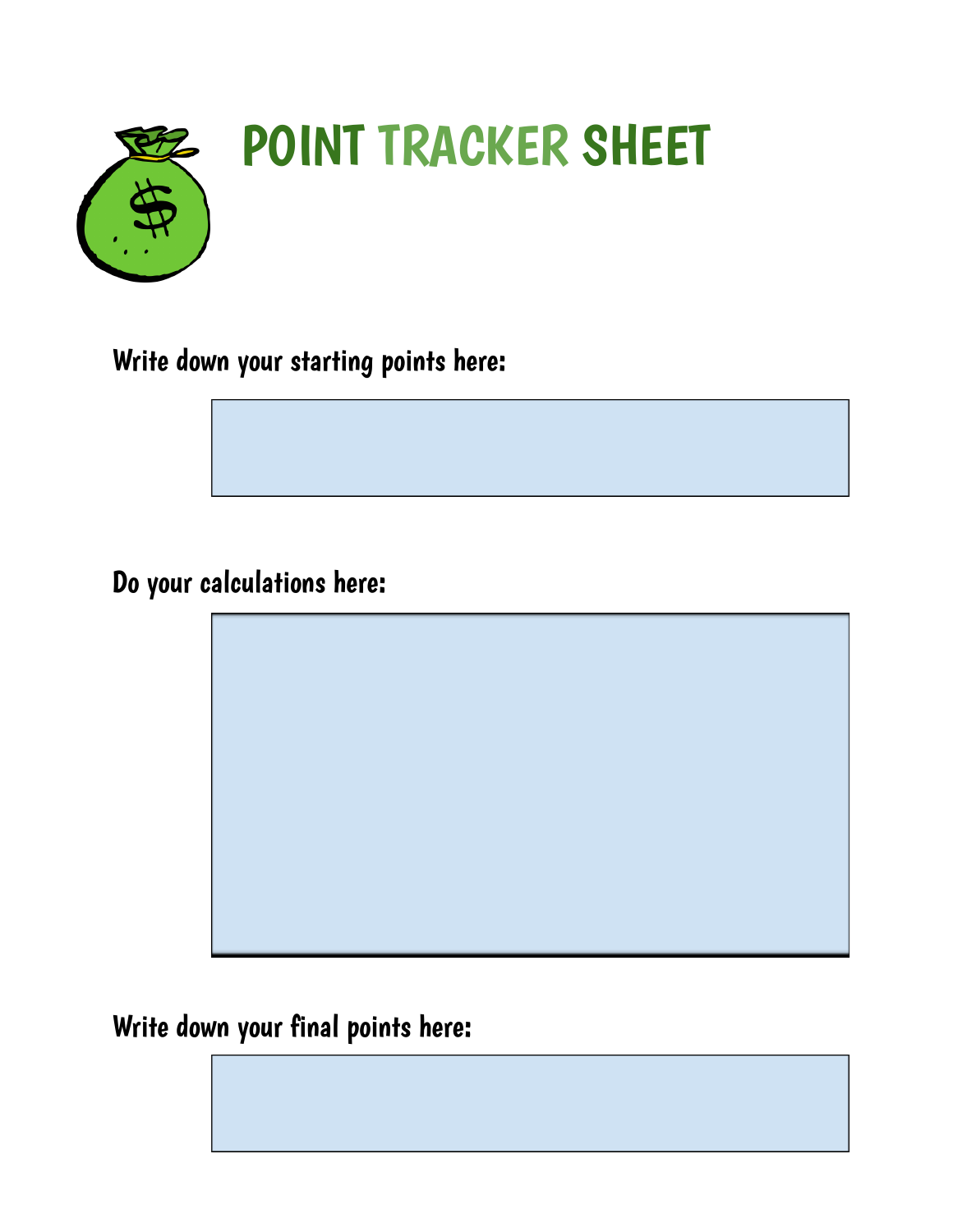# POINT TRACKER SHEET

Write down your starting points here:

Do your calculations here:

Write down your final points here: